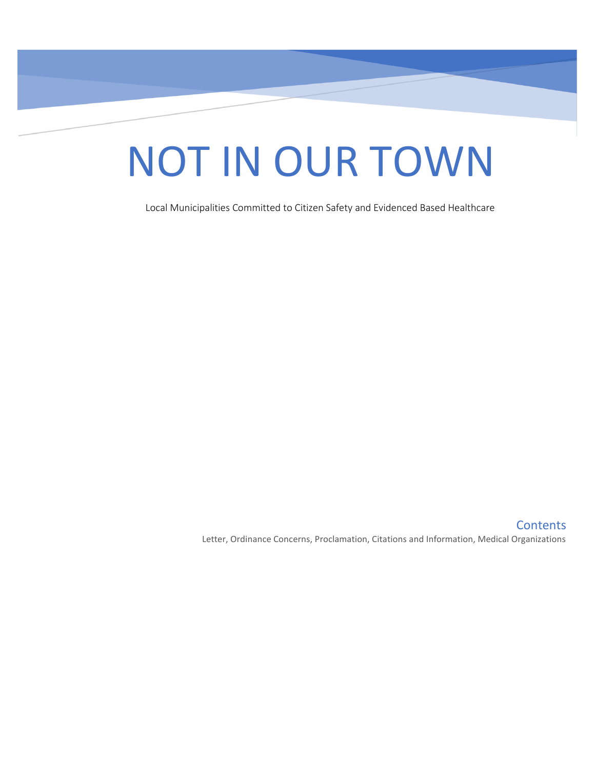# NOT IN OUR TOWN

Local Municipalities Committed to Citizen Safety and Evidenced Based Healthcare

## Contents

Letter, Ordinance Concerns, Proclamation, Citations and Information, Medical Organizations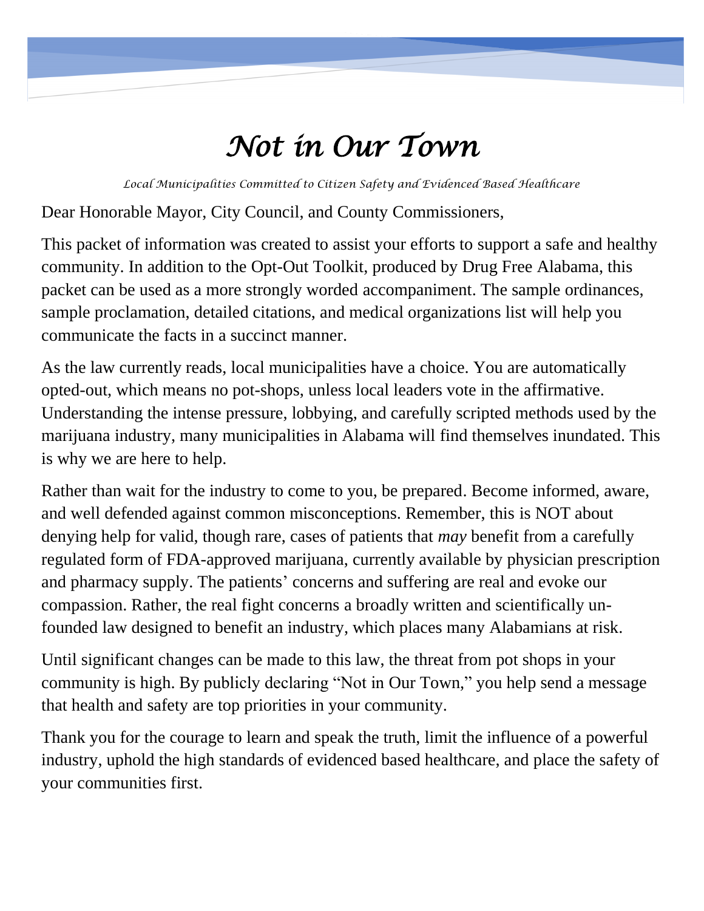# *Not in Our Town*

*Local Municipalities Committed to Citizen Safety and Evidenced Based Healthcare*

Dear Honorable Mayor, City Council, and County Commissioners,

This packet of information was created to assist your efforts to support a safe and healthy community. In addition to the Opt-Out Toolkit, produced by Drug Free Alabama, this packet can be used as a more strongly worded accompaniment. The sample ordinances, sample proclamation, detailed citations, and medical organizations list will help you communicate the facts in a succinct manner.

As the law currently reads, local municipalities have a choice. You are automatically opted-out, which means no pot-shops, unless local leaders vote in the affirmative. Understanding the intense pressure, lobbying, and carefully scripted methods used by the marijuana industry, many municipalities in Alabama will find themselves inundated. This is why we are here to help.

Rather than wait for the industry to come to you, be prepared. Become informed, aware, and well defended against common misconceptions. Remember, this is NOT about denying help for valid, though rare, cases of patients that *may* benefit from a carefully regulated form of FDA-approved marijuana, currently available by physician prescription and pharmacy supply. The patients' concerns and suffering are real and evoke our compassion. Rather, the real fight concerns a broadly written and scientifically un-founded law designed to benefit an industry, which places many Alabamians at risk.

Until significant changes can be made to this law, the threat from pot shops in your community is high. By publicly declaring "Not in Our Town," you help send a message that health and safety are top priorities in your community.

Thank you for the courage to learn and speak the truth, limit the influence of a powerful industry, uphold the high standards of evidenced based healthcare, and place the safety of your communities first.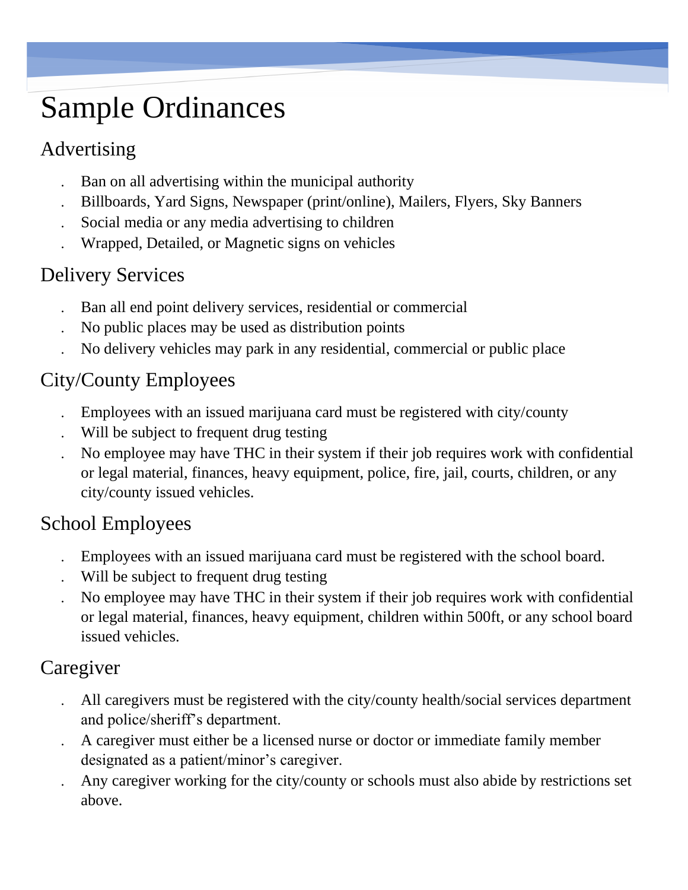# Sample Ordinances

## Advertising

- Ban on all advertising within the municipal authority
- Billboards, Yard Signs, Newspaper (print/online), Mailers, Flyers, Sky Banners
- Social media or any media advertising to children
- Wrapped, Detailed, or Magnetic signs on vehicles

## Delivery Services

- Ban all end point delivery services, residential or commercial
- No public places may be used as distribution points
- No delivery vehicles may park in any residential, commercial or public place

## City/County Employees

- Employees with an issued marijuana card must be registered with city/county
- Will be subject to frequent drug testing
- No employee may have THC in their system if their job requires work with confidential or legal material, finances, heavy equipment, police, fire, jail, courts, children, or any city/county issued vehicles.

## School Employees

- Employees with an issued marijuana card must be registered with the school board.
- Will be subject to frequent drug testing
- No employee may have THC in their system if their job requires work with confidential or legal material, finances, heavy equipment, children within 500ft, or any school board issued vehicles.

## Caregiver

- All caregivers must be registered with the city/county health/social services department and police/sheriff's department.
- A caregiver must either be a licensed nurse or doctor or immediate family member designated as a patient/minor's caregiver.
- Any caregiver working for the city/county or schools must also abide by restrictions set above.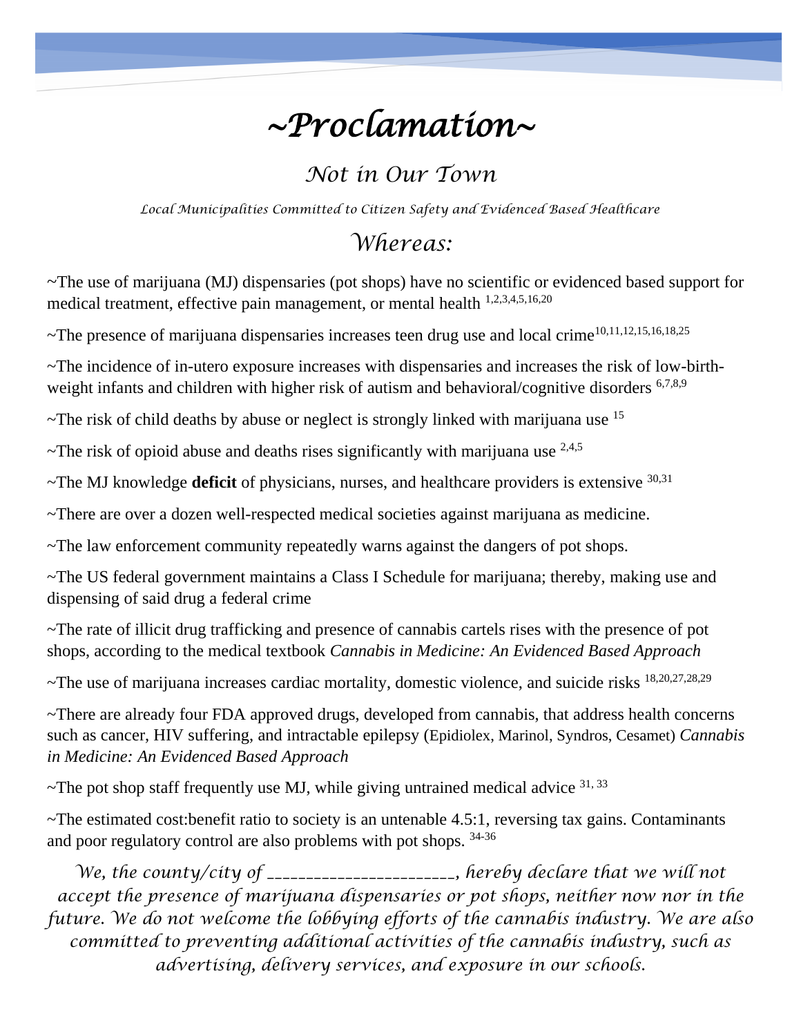# *~Proclamation~*

## *Not in Our Town*

*Local Municipalities Committed to Citizen Safety and Evidenced Based Healthcare*

## *Whereas:*

~The use of marijuana (MJ) dispensaries (pot shops) have no scientific or evidenced based support for medical treatment, effective pain management, or mental health [1,2,3,4,5,16,20]

~The presence of marijuana dispensaries increases teen drug use and local crime[10,11,12,15,16,18,25]

~The incidence of in-utero exposure increases with dispensaries and increases the risk of low-birth-weight infants and children with higher risk of autism and behavioral/cognitive disorders [6,7,8,9]

~The risk of child deaths by abuse or neglect is strongly linked with marijuana use [15]

~The risk of opioid abuse and deaths rises significantly with marijuana use [2,4,5]

~The MJ knowledge **deficit** of physicians, nurses, and healthcare providers is extensive [30,31]

~There are over a dozen well-respected medical societies against marijuana as medicine.

~The law enforcement community repeatedly warns against the dangers of pot shops.

~The US federal government maintains a Class I Schedule for marijuana; thereby, making use and dispensing of said drug a federal crime

~The rate of illicit drug trafficking and presence of cannabis cartels rises with the presence of pot shops, according to the medical textbook *Cannabis in Medicine: An Evidenced Based Approach*

~The use of marijuana increases cardiac mortality, domestic violence, and suicide risks [18,20,27,28,29]

~There are already four FDA approved drugs, developed from cannabis, that address health concerns such as cancer, HIV suffering, and intractable epilepsy (Epidiolex, Marinol, Syndros, Cesamet) *Cannabis in Medicine: An Evidenced Based Approach*

~The pot shop staff frequently use MJ, while giving untrained medical advice [31, 33]

~The estimated cost:benefit ratio to society is an untenable 4.5:1, reversing tax gains. Contaminants and poor regulatory control are also problems with pot shops. [34-36]

*We, the county/city of _______________________, hereby declare that we will not accept the presence of marijuana dispensaries or pot shops, neither now nor in the future. We do not welcome the lobbying efforts of the cannabis industry. We are also committed to preventing additional activities of the cannabis industry, such as advertising, delivery services, and exposure in our schools.*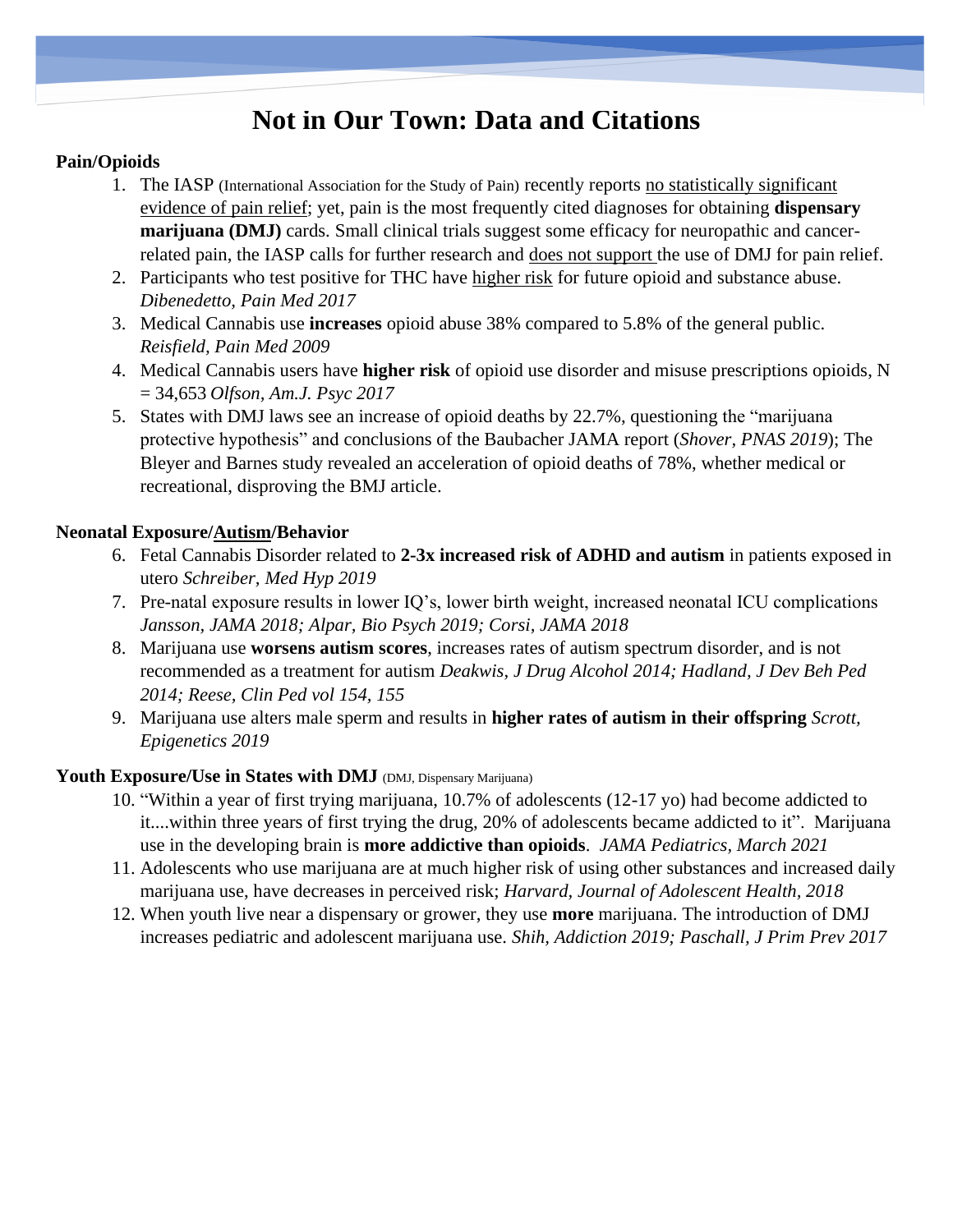# Not in Our Town: Data and Citations

**Pain/Opioids**

1. The IASP (International Association for the Study of Pain) recently reports no statistically significant evidence of pain relief; yet, pain is the most frequently cited diagnoses for obtaining **dispensary marijuana (DMJ)** cards. Small clinical trials suggest some efficacy for neuropathic and cancer-related pain, the IASP calls for further research and does not support the use of DMJ for pain relief.
2. Participants who test positive for THC have higher risk for future opioid and substance abuse. *Dibenedetto, Pain Med 2017*
3. Medical Cannabis use **increases** opioid abuse 38% compared to 5.8% of the general public. *Reisfield, Pain Med 2009*
4. Medical Cannabis users have **higher risk** of opioid use disorder and misuse prescriptions opioids, N = 34,653 *Olfson, Am.J. Psyc 2017*
5. States with DMJ laws see an increase of opioid deaths by 22.7%, questioning the "marijuana protective hypothesis" and conclusions of the Baubacher JAMA report (*Shover, PNAS 2019*); The Bleyer and Barnes study revealed an acceleration of opioid deaths of 78%, whether medical or recreational, disproving the BMJ article.

**Neonatal Exposure/Autism/Behavior**

6. Fetal Cannabis Disorder related to **2-3x increased risk of ADHD and autism** in patients exposed in utero *Schreiber, Med Hyp 2019*
7. Pre-natal exposure results in lower IQ's, lower birth weight, increased neonatal ICU complications *Jansson, JAMA 2018; Alpar, Bio Psych 2019; Corsi, JAMA 2018*
8. Marijuana use **worsens autism scores**, increases rates of autism spectrum disorder, and is not recommended as a treatment for autism *Deakwis, J Drug Alcohol 2014; Hadland, J Dev Beh Ped 2014; Reese, Clin Ped vol 154, 155*
9. Marijuana use alters male sperm and results in **higher rates of autism in their offspring** *Scrott, Epigenetics 2019*

**Youth Exposure/Use in States with DMJ** (DMJ, Dispensary Marijuana)

10. "Within a year of first trying marijuana, 10.7% of adolescents (12-17 yo) had become addicted to it....within three years of first trying the drug, 20% of adolescents became addicted to it". Marijuana use in the developing brain is **more addictive than opioids**. *JAMA Pediatrics, March 2021*
11. Adolescents who use marijuana are at much higher risk of using other substances and increased daily marijuana use, have decreases in perceived risk; *Harvard, Journal of Adolescent Health, 2018*
12. When youth live near a dispensary or grower, they use **more** marijuana. The introduction of DMJ increases pediatric and adolescent marijuana use. *Shih, Addiction 2019; Paschall, J Prim Prev 2017*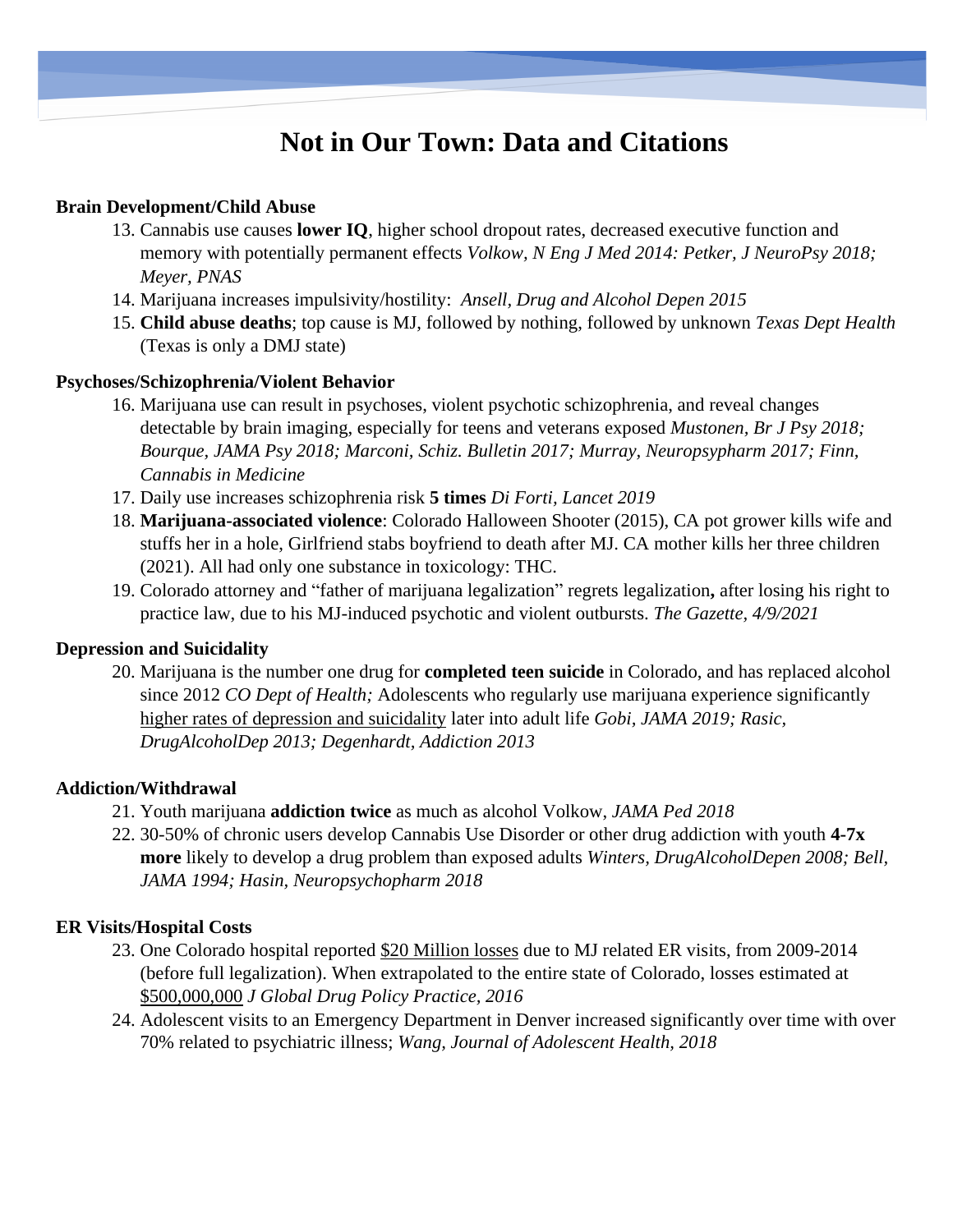# Not in Our Town: Data and Citations

**Brain Development/Child Abuse**

13. Cannabis use causes **lower IQ**, higher school dropout rates, decreased executive function and memory with potentially permanent effects *Volkow, N Eng J Med 2014: Petker, J NeuroPsy 2018; Meyer, PNAS*
14. Marijuana increases impulsivity/hostility: *Ansell, Drug and Alcohol Depen 2015*
15. **Child abuse deaths**; top cause is MJ, followed by nothing, followed by unknown *Texas Dept Health* (Texas is only a DMJ state)

**Psychoses/Schizophrenia/Violent Behavior**

16. Marijuana use can result in psychoses, violent psychotic schizophrenia, and reveal changes detectable by brain imaging, especially for teens and veterans exposed *Mustonen, Br J Psy 2018; Bourque, JAMA Psy 2018; Marconi, Schiz. Bulletin 2017; Murray, Neuropsypharm 2017; Finn, Cannabis in Medicine*
17. Daily use increases schizophrenia risk **5 times** *Di Forti, Lancet 2019*
18. **Marijuana-associated violence**: Colorado Halloween Shooter (2015), CA pot grower kills wife and stuffs her in a hole, Girlfriend stabs boyfriend to death after MJ. CA mother kills her three children (2021). All had only one substance in toxicology: THC.
19. Colorado attorney and "father of marijuana legalization" regrets legalization**,** after losing his right to practice law, due to his MJ-induced psychotic and violent outbursts. *The Gazette, 4/9/2021*

**Depression and Suicidality**

20. Marijuana is the number one drug for **completed teen suicide** in Colorado, and has replaced alcohol since 2012 *CO Dept of Health;* Adolescents who regularly use marijuana experience significantly higher rates of depression and suicidality later into adult life *Gobi, JAMA 2019; Rasic, DrugAlcoholDep 2013; Degenhardt, Addiction 2013*

**Addiction/Withdrawal**

21. Youth marijuana **addiction twice** as much as alcohol Volkow, *JAMA Ped 2018*
22. 30-50% of chronic users develop Cannabis Use Disorder or other drug addiction with youth **4-7x more** likely to develop a drug problem than exposed adults *Winters, DrugAlcoholDepen 2008; Bell, JAMA 1994; Hasin, Neuropsychopharm 2018*

**ER Visits/Hospital Costs**

23. One Colorado hospital reported $20 Million losses due to MJ related ER visits, from 2009-2014 (before full legalization). When extrapolated to the entire state of Colorado, losses estimated at $500,000,000 *J Global Drug Policy Practice, 2016*
24. Adolescent visits to an Emergency Department in Denver increased significantly over time with over 70% related to psychiatric illness; *Wang, Journal of Adolescent Health, 2018*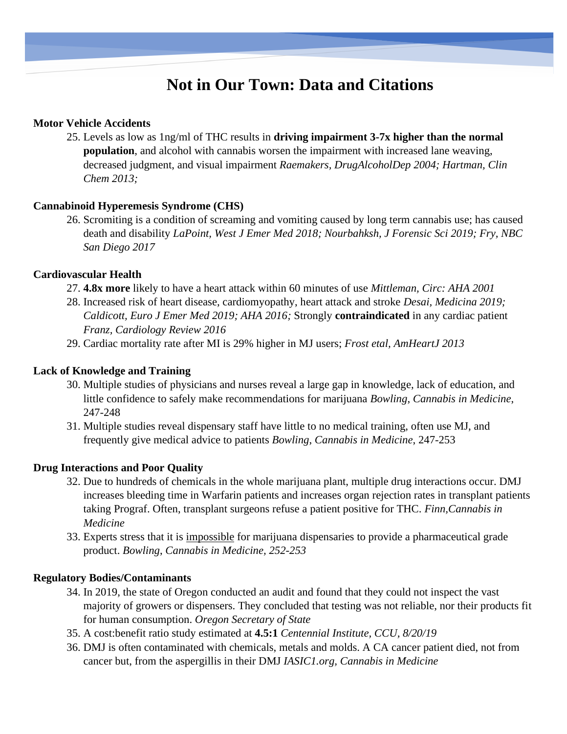# Not in Our Town: Data and Citations

**Motor Vehicle Accidents**

25. Levels as low as 1ng/ml of THC results in **driving impairment 3-7x higher than the normal population**, and alcohol with cannabis worsen the impairment with increased lane weaving, decreased judgment, and visual impairment *Raemakers, DrugAlcoholDep 2004; Hartman, Clin Chem 2013;*

**Cannabinoid Hyperemesis Syndrome (CHS)**

26. Scromiting is a condition of screaming and vomiting caused by long term cannabis use; has caused death and disability *LaPoint, West J Emer Med 2018; Nourbahksh, J Forensic Sci 2019; Fry, NBC San Diego 2017*

**Cardiovascular Health**

27. **4.8x more** likely to have a heart attack within 60 minutes of use *Mittleman, Circ: AHA 2001*
28. Increased risk of heart disease, cardiomyopathy, heart attack and stroke *Desai, Medicina 2019; Caldicott, Euro J Emer Med 2019; AHA 2016;* Strongly **contraindicated** in any cardiac patient *Franz, Cardiology Review 2016*
29. Cardiac mortality rate after MI is 29% higher in MJ users; *Frost etal, AmHeartJ 2013*

**Lack of Knowledge and Training**

30. Multiple studies of physicians and nurses reveal a large gap in knowledge, lack of education, and little confidence to safely make recommendations for marijuana *Bowling, Cannabis in Medicine*, 247-248
31. Multiple studies reveal dispensary staff have little to no medical training, often use MJ, and frequently give medical advice to patients *Bowling*, *Cannabis in Medicine*, 247-253

**Drug Interactions and Poor Quality**

32. Due to hundreds of chemicals in the whole marijuana plant, multiple drug interactions occur. DMJ increases bleeding time in Warfarin patients and increases organ rejection rates in transplant patients taking Prograf. Often, transplant surgeons refuse a patient positive for THC. *Finn,Cannabis in Medicine*
33. Experts stress that it is <u>impossible</u> for marijuana dispensaries to provide a pharmaceutical grade product. *Bowling*, *Cannabis in Medicine, 252-253*

**Regulatory Bodies/Contaminants**

34. In 2019, the state of Oregon conducted an audit and found that they could not inspect the vast majority of growers or dispensers. They concluded that testing was not reliable, nor their products fit for human consumption. *Oregon Secretary of State*
35. A cost:benefit ratio study estimated at **4.5:1** *Centennial Institute, CCU, 8/20/19*
36. DMJ is often contaminated with chemicals, metals and molds. A CA cancer patient died, not from cancer but, from the aspergillis in their DMJ *IASIC1.org, Cannabis in Medicine*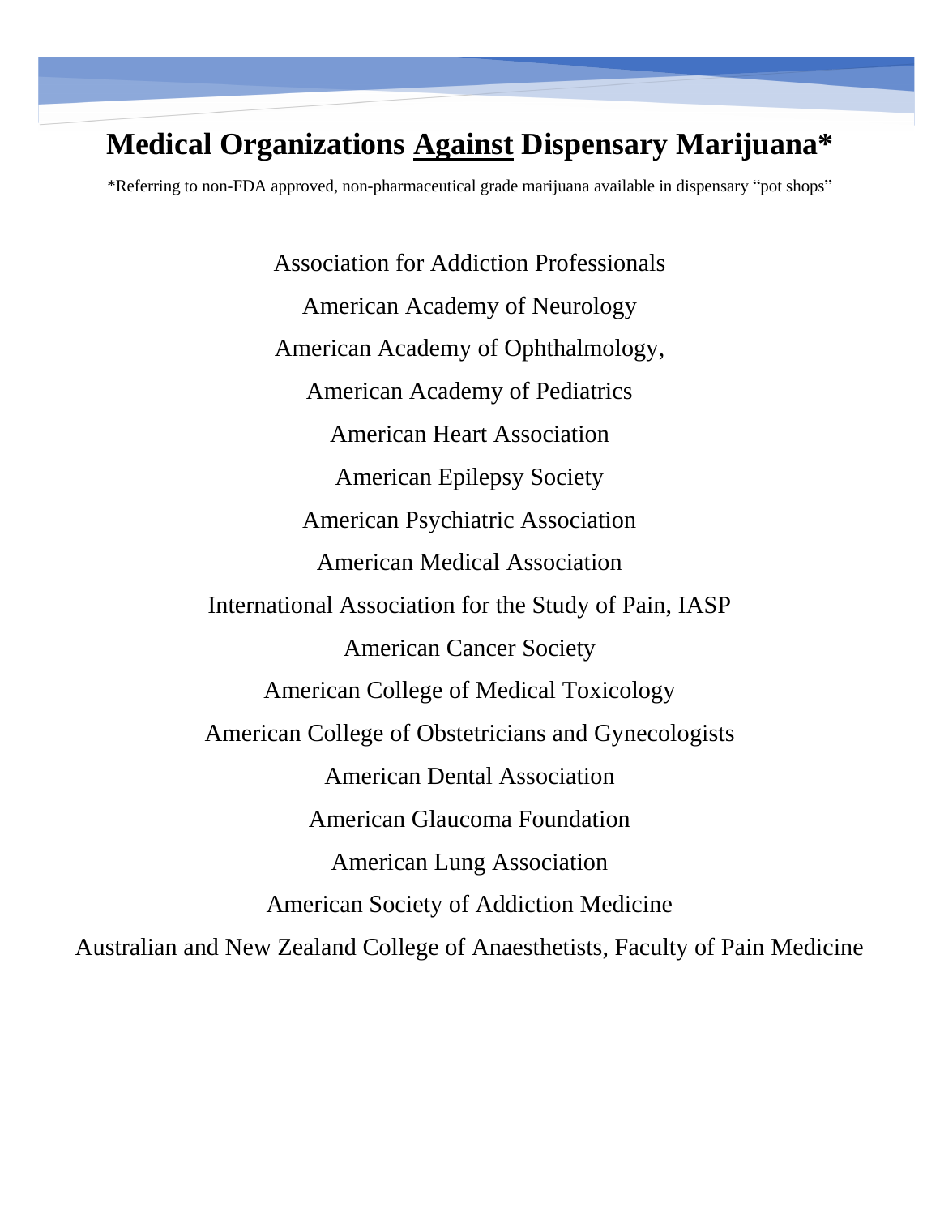# Medical Organizations Against Dispensary Marijuana*

*Referring to non-FDA approved, non-pharmaceutical grade marijuana available in dispensary "pot shops"

Association for Addiction Professionals

American Academy of Neurology

American Academy of Ophthalmology,

American Academy of Pediatrics

American Heart Association

American Epilepsy Society

American Psychiatric Association

American Medical Association

International Association for the Study of Pain, IASP

American Cancer Society

American College of Medical Toxicology

American College of Obstetricians and Gynecologists

American Dental Association

American Glaucoma Foundation

American Lung Association

American Society of Addiction Medicine

Australian and New Zealand College of Anaesthetists, Faculty of Pain Medicine